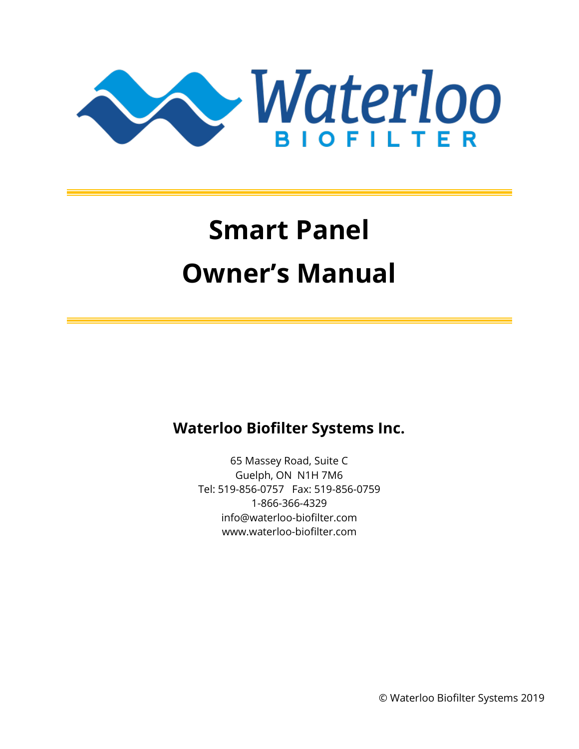Waterloo

BIOFILTER

# Smart Panel

# Owner's Manual

**Waterloo Biofilter Systems Inc.**

65 Massey Road, Suite C
Guelph, ON N1H 7M6
Tel: 519-856-0757 Fax: 519-856-0759
1-866-366-4329
info@waterloo-biofilter.com
www.waterloo-biofilter.com

© Waterloo Biofilter Systems 2019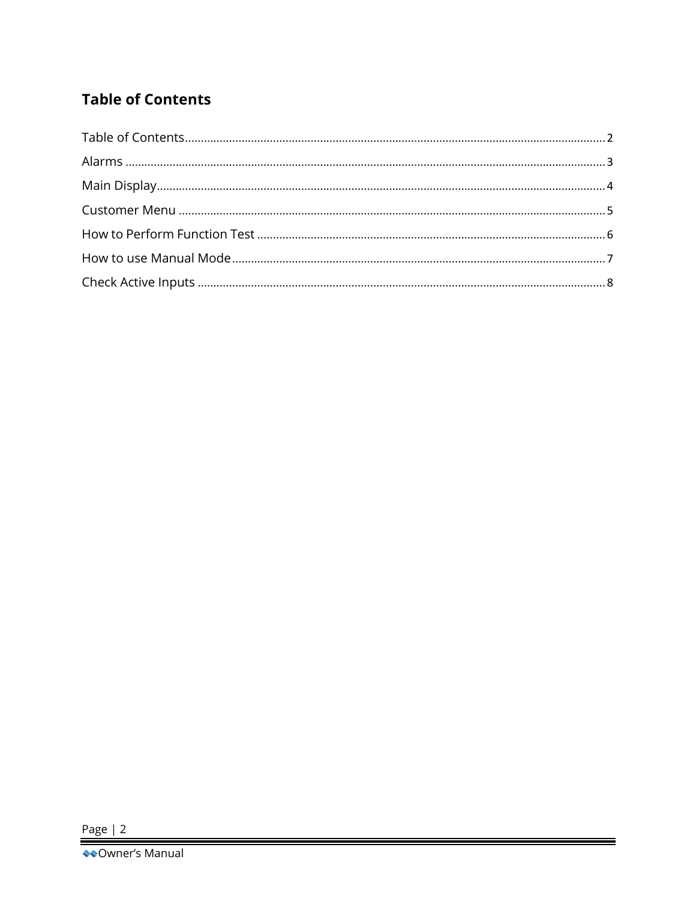## Table of Contents

Table of Contents ........................................................ 2

Alarms ........................................................ 3

Main Display ........................................................ 4

Customer Menu ........................................................ 5

How to Perform Function Test ........................................................ 6

How to use Manual Mode ........................................................ 7

Check Active Inputs ........................................................ 8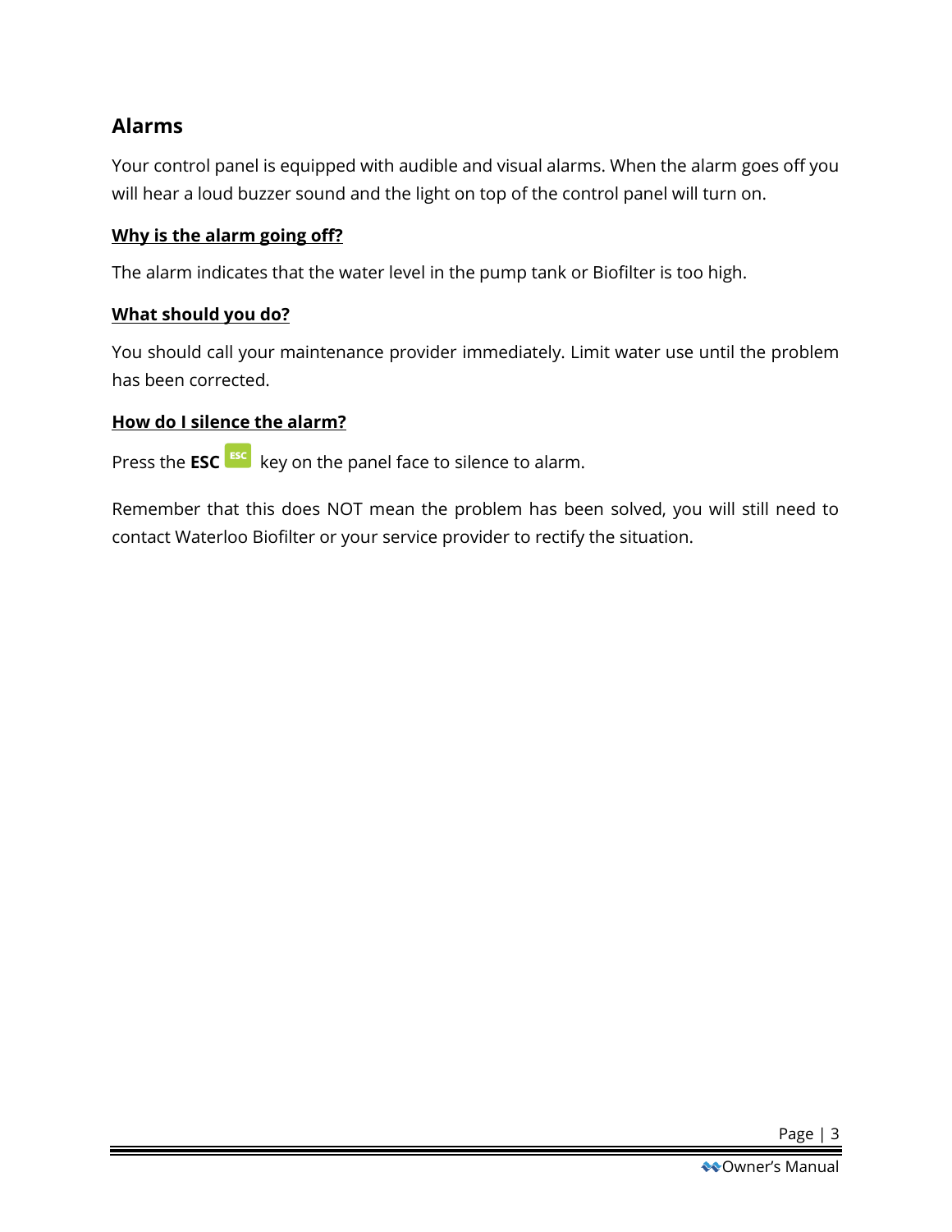## Alarms

Your control panel is equipped with audible and visual alarms. When the alarm goes off you will hear a loud buzzer sound and the light on top of the control panel will turn on.

### Why is the alarm going off?

The alarm indicates that the water level in the pump tank or Biofilter is too high.

### What should you do?

You should call your maintenance provider immediately. Limit water use until the problem has been corrected.

### How do I silence the alarm?

Press the **ESC** ESC key on the panel face to silence to alarm.

Remember that this does NOT mean the problem has been solved, you will still need to contact Waterloo Biofilter or your service provider to rectify the situation.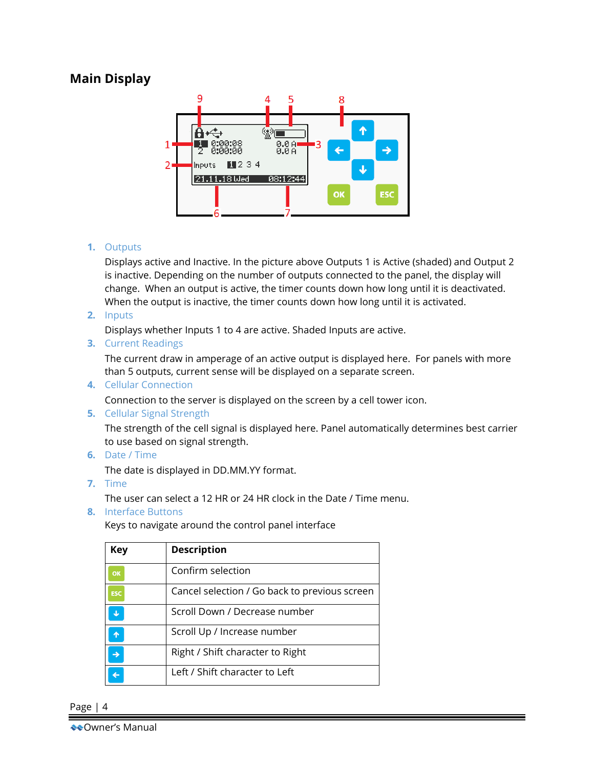## Main Display

1. Outputs

   Displays active and Inactive. In the picture above Outputs 1 is Active (shaded) and Output 2 is inactive. Depending on the number of outputs connected to the panel, the display will change. When an output is active, the timer counts down how long until it is deactivated. When the output is inactive, the timer counts down how long until it is activated.

2. Inputs

   Displays whether Inputs 1 to 4 are active. Shaded Inputs are active.

3. Current Readings

   The current draw in amperage of an active output is displayed here. For panels with more than 5 outputs, current sense will be displayed on a separate screen.

4. Cellular Connection

   Connection to the server is displayed on the screen by a cell tower icon.

5. Cellular Signal Strength

   The strength of the cell signal is displayed here. Panel automatically determines best carrier to use based on signal strength.

6. Date / Time

   The date is displayed in DD.MM.YY format.

7. Time

   The user can select a 12 HR or 24 HR clock in the Date / Time menu.

8. Interface Buttons

   Keys to navigate around the control panel interface

| Key | Description |
|---|---|
| OK | Confirm selection |
| ESC | Cancel selection / Go back to previous screen |
| ↓ | Scroll Down / Decrease number |
| ↑ | Scroll Up / Increase number |
| → | Right / Shift character to Right |
| ← | Left / Shift character to Left |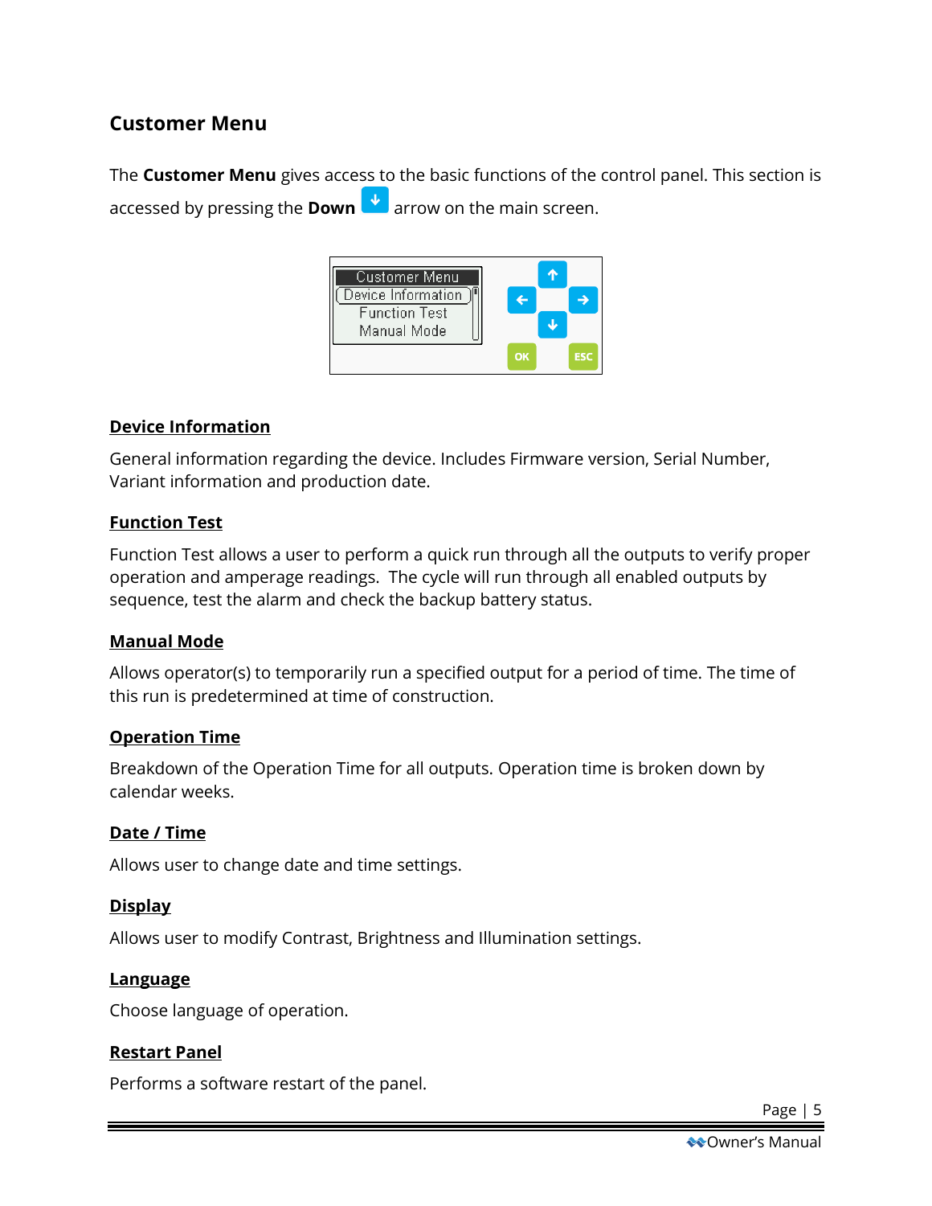## Customer Menu

The **Customer Menu** gives access to the basic functions of the control panel. This section is accessed by pressing the **Down** arrow on the main screen.

### Device Information

General information regarding the device. Includes Firmware version, Serial Number, Variant information and production date.

### Function Test

Function Test allows a user to perform a quick run through all the outputs to verify proper operation and amperage readings. The cycle will run through all enabled outputs by sequence, test the alarm and check the backup battery status.

### Manual Mode

Allows operator(s) to temporarily run a specified output for a period of time. The time of this run is predetermined at time of construction.

### Operation Time

Breakdown of the Operation Time for all outputs. Operation time is broken down by calendar weeks.

### Date / Time

Allows user to change date and time settings.

### Display

Allows user to modify Contrast, Brightness and Illumination settings.

### Language

Choose language of operation.

### Restart Panel

Performs a software restart of the panel.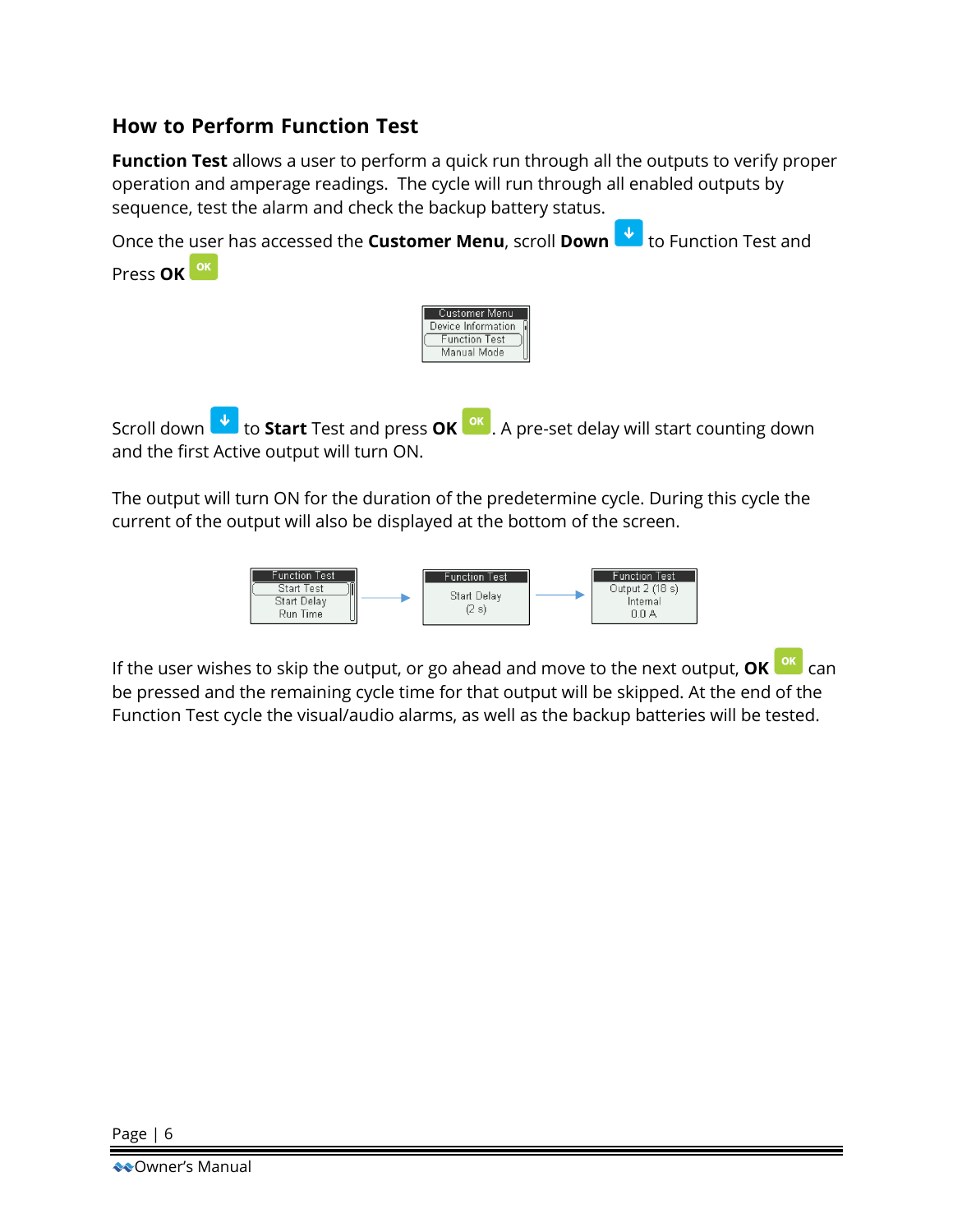## How to Perform Function Test

**Function Test** allows a user to perform a quick run through all the outputs to verify proper operation and amperage readings. The cycle will run through all enabled outputs by sequence, test the alarm and check the backup battery status.

Once the user has accessed the **Customer Menu**, scroll **Down** to Function Test and Press **OK**

Scroll down to **Start** Test and press **OK**. A pre-set delay will start counting down and the first Active output will turn ON.

The output will turn ON for the duration of the predetermine cycle. During this cycle the current of the output will also be displayed at the bottom of the screen.

If the user wishes to skip the output, or go ahead and move to the next output, **OK** can be pressed and the remaining cycle time for that output will be skipped. At the end of the Function Test cycle the visual/audio alarms, as well as the backup batteries will be tested.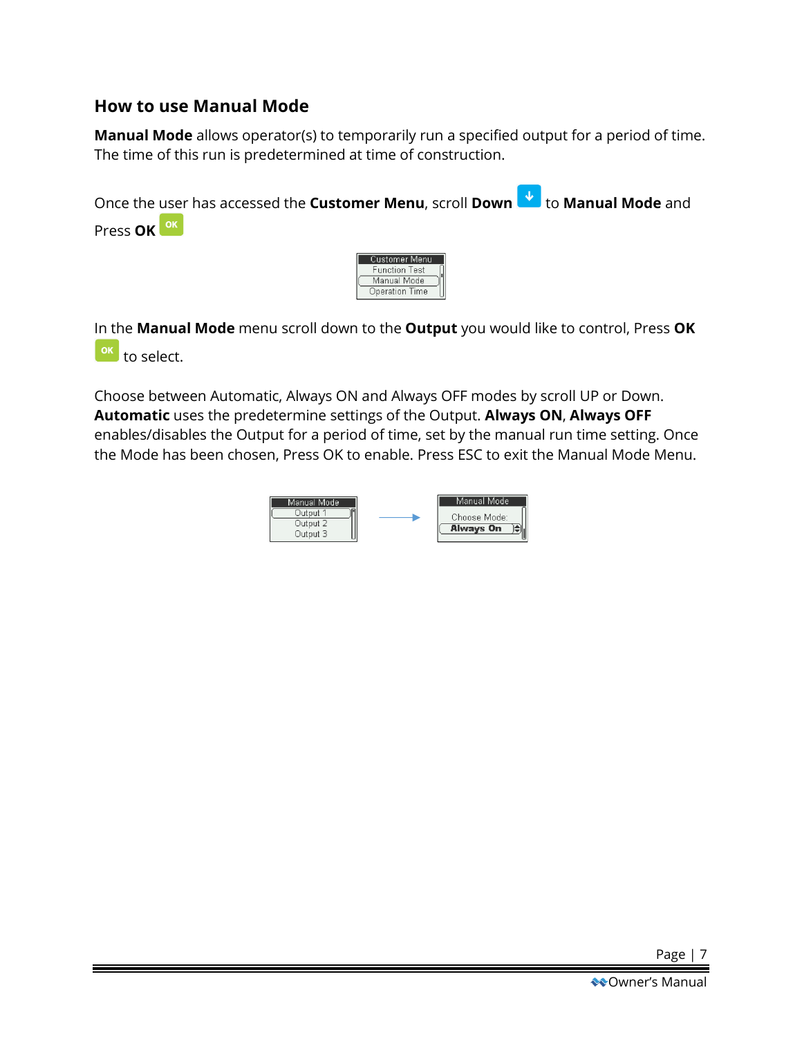## How to use Manual Mode

**Manual Mode** allows operator(s) to temporarily run a specified output for a period of time. The time of this run is predetermined at time of construction.

Once the user has accessed the **Customer Menu**, scroll **Down** to **Manual Mode** and Press **OK**

In the **Manual Mode** menu scroll down to the **Output** you would like to control, Press **OK** to select.

Choose between Automatic, Always ON and Always OFF modes by scroll UP or Down. **Automatic** uses the predetermine settings of the Output. **Always ON**, **Always OFF** enables/disables the Output for a period of time, set by the manual run time setting. Once the Mode has been chosen, Press OK to enable. Press ESC to exit the Manual Mode Menu.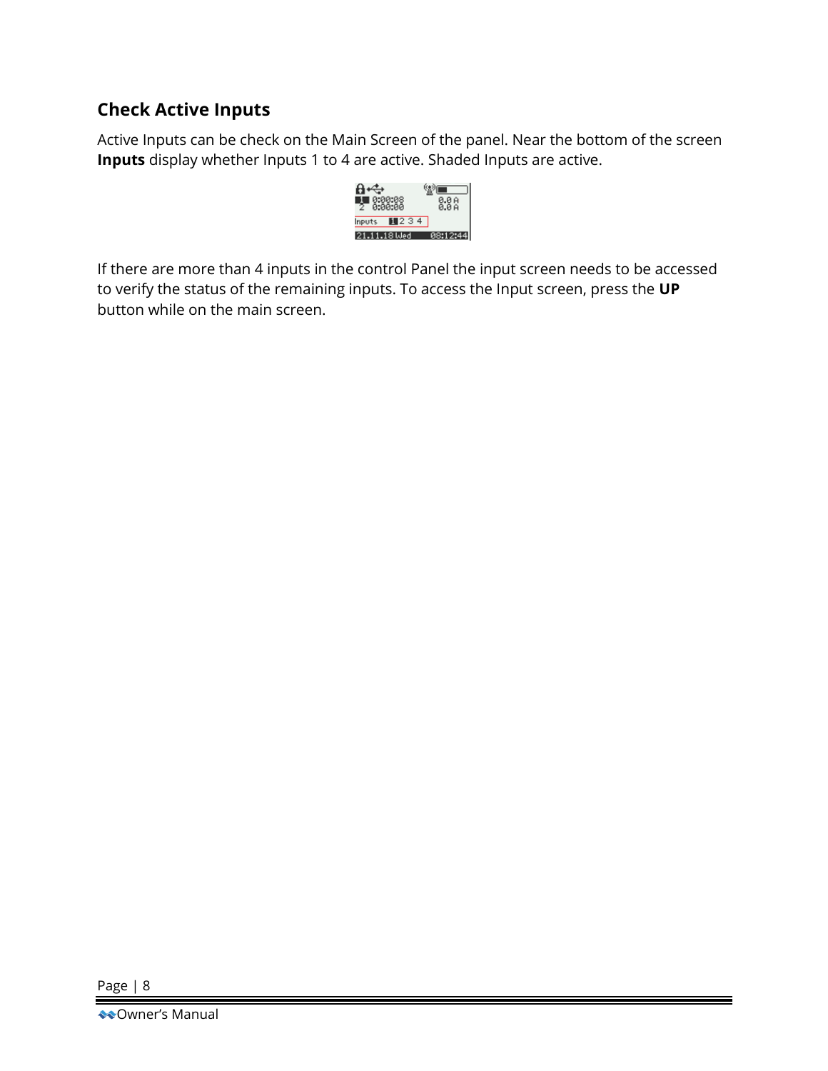## Check Active Inputs

Active Inputs can be check on the Main Screen of the panel. Near the bottom of the screen **Inputs** display whether Inputs 1 to 4 are active. Shaded Inputs are active.

If there are more than 4 inputs in the control Panel the input screen needs to be accessed to verify the status of the remaining inputs. To access the Input screen, press the **UP** button while on the main screen.